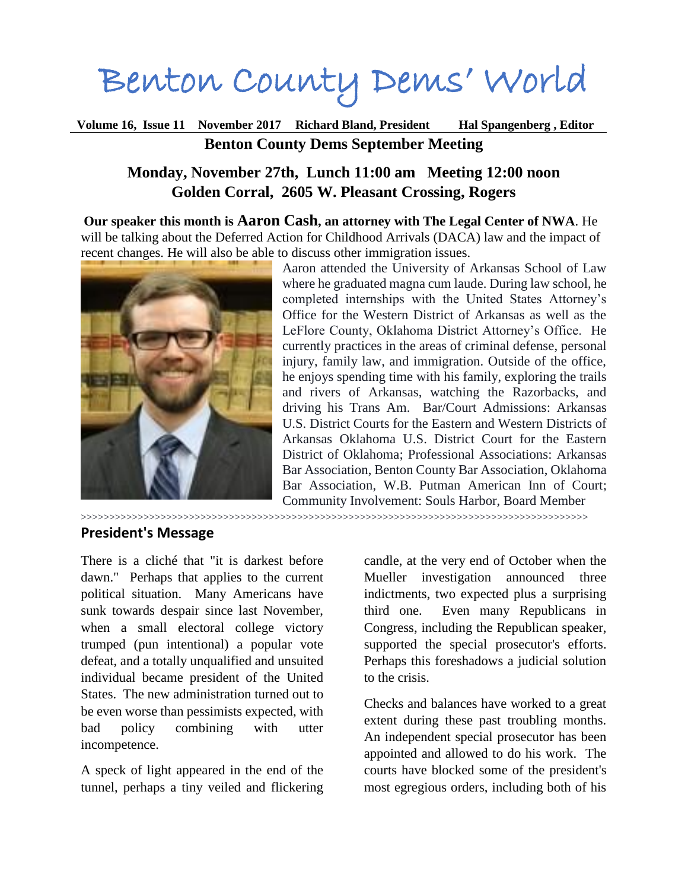# Benton County Dems' World

**Volume 16, Issue 11 November 2017 Richard Bland, President Hal Spangenberg , Editor**

## Benton County Dems September Meeting

### Monday, November 27th, Lunch 11:00 am Meeting 12:00 noon
### Golden Corral, 2605 W. Pleasant Crossing, Rogers

**Our speaker this month is Aaron Cash, an attorney with The Legal Center of NWA**. He will be talking about the Deferred Action for Childhood Arrivals (DACA) law and the impact of recent changes. He will also be able to discuss other immigration issues.

Aaron attended the University of Arkansas School of Law where he graduated magna cum laude. During law school, he completed internships with the United States Attorney's Office for the Western District of Arkansas as well as the LeFlore County, Oklahoma District Attorney's Office. He currently practices in the areas of criminal defense, personal injury, family law, and immigration. Outside of the office, he enjoys spending time with his family, exploring the trails and rivers of Arkansas, watching the Razorbacks, and driving his Trans Am. Bar/Court Admissions: Arkansas U.S. District Courts for the Eastern and Western Districts of Arkansas Oklahoma U.S. District Court for the Eastern District of Oklahoma; Professional Associations: Arkansas Bar Association, Benton County Bar Association, Oklahoma Bar Association, W.B. Putman American Inn of Court; Community Involvement: Souls Harbor, Board Member

>>>>>>>>>>>>>>>>>>>>>>>>>>>>>>>>>>>>>>>>>>>>>>>>>>>>>>>>>>>>>>>>>>>>>>>>>>>>>>>>>>>>>>

## President's Message

There is a cliché that "it is darkest before dawn." Perhaps that applies to the current political situation. Many Americans have sunk towards despair since last November, when a small electoral college victory trumped (pun intentional) a popular vote defeat, and a totally unqualified and unsuited individual became president of the United States. The new administration turned out to be even worse than pessimists expected, with bad policy combining with utter incompetence.

A speck of light appeared in the end of the tunnel, perhaps a tiny veiled and flickering candle, at the very end of October when the Mueller investigation announced three indictments, two expected plus a surprising third one. Even many Republicans in Congress, including the Republican speaker, supported the special prosecutor's efforts. Perhaps this foreshadows a judicial solution to the crisis.

Checks and balances have worked to a great extent during these past troubling months. An independent special prosecutor has been appointed and allowed to do his work. The courts have blocked some of the president's most egregious orders, including both of his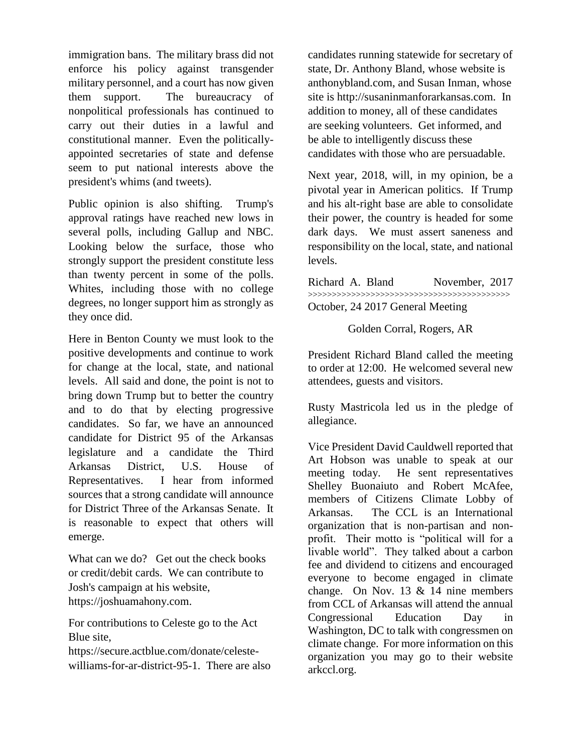immigration bans. The military brass did not enforce his policy against transgender military personnel, and a court has now given them support. The bureaucracy of nonpolitical professionals has continued to carry out their duties in a lawful and constitutional manner. Even the politically-appointed secretaries of state and defense seem to put national interests above the president's whims (and tweets).

Public opinion is also shifting. Trump's approval ratings have reached new lows in several polls, including Gallup and NBC. Looking below the surface, those who strongly support the president constitute less than twenty percent in some of the polls. Whites, including those with no college degrees, no longer support him as strongly as they once did.

Here in Benton County we must look to the positive developments and continue to work for change at the local, state, and national levels. All said and done, the point is not to bring down Trump but to better the country and to do that by electing progressive candidates. So far, we have an announced candidate for District 95 of the Arkansas legislature and a candidate the Third Arkansas District, U.S. House of Representatives. I hear from informed sources that a strong candidate will announce for District Three of the Arkansas Senate. It is reasonable to expect that others will emerge.

What can we do? Get out the check books or credit/debit cards. We can contribute to Josh's campaign at his website, https://joshuamahony.com.

For contributions to Celeste go to the Act Blue site, https://secure.actblue.com/donate/celeste-williams-for-ar-district-95-1. There are also candidates running statewide for secretary of state, Dr. Anthony Bland, whose website is anthonybland.com, and Susan Inman, whose site is http://susaninmanforarkansas.com. In addition to money, all of these candidates are seeking volunteers. Get informed, and be able to intelligently discuss these candidates with those who are persuadable.

Next year, 2018, will, in my opinion, be a pivotal year in American politics. If Trump and his alt-right base are able to consolidate their power, the country is headed for some dark days. We must assert saneness and responsibility on the local, state, and national levels.

Richard A. Bland November, 2017

>>>>>>>>>>>>>>>>>>>>>>>>>>>>>>>>>>>>>>>>>>>>

October, 24 2017 General Meeting

Golden Corral, Rogers, AR

President Richard Bland called the meeting to order at 12:00. He welcomed several new attendees, guests and visitors.

Rusty Mastricola led us in the pledge of allegiance.

Vice President David Cauldwell reported that Art Hobson was unable to speak at our meeting today. He sent representatives Shelley Buonaiuto and Robert McAfee, members of Citizens Climate Lobby of Arkansas. The CCL is an International organization that is non-partisan and non-profit. Their motto is "political will for a livable world". They talked about a carbon fee and dividend to citizens and encouraged everyone to become engaged in climate change. On Nov. 13 & 14 nine members from CCL of Arkansas will attend the annual Congressional Education Day in Washington, DC to talk with congressmen on climate change. For more information on this organization you may go to their website arkccl.org.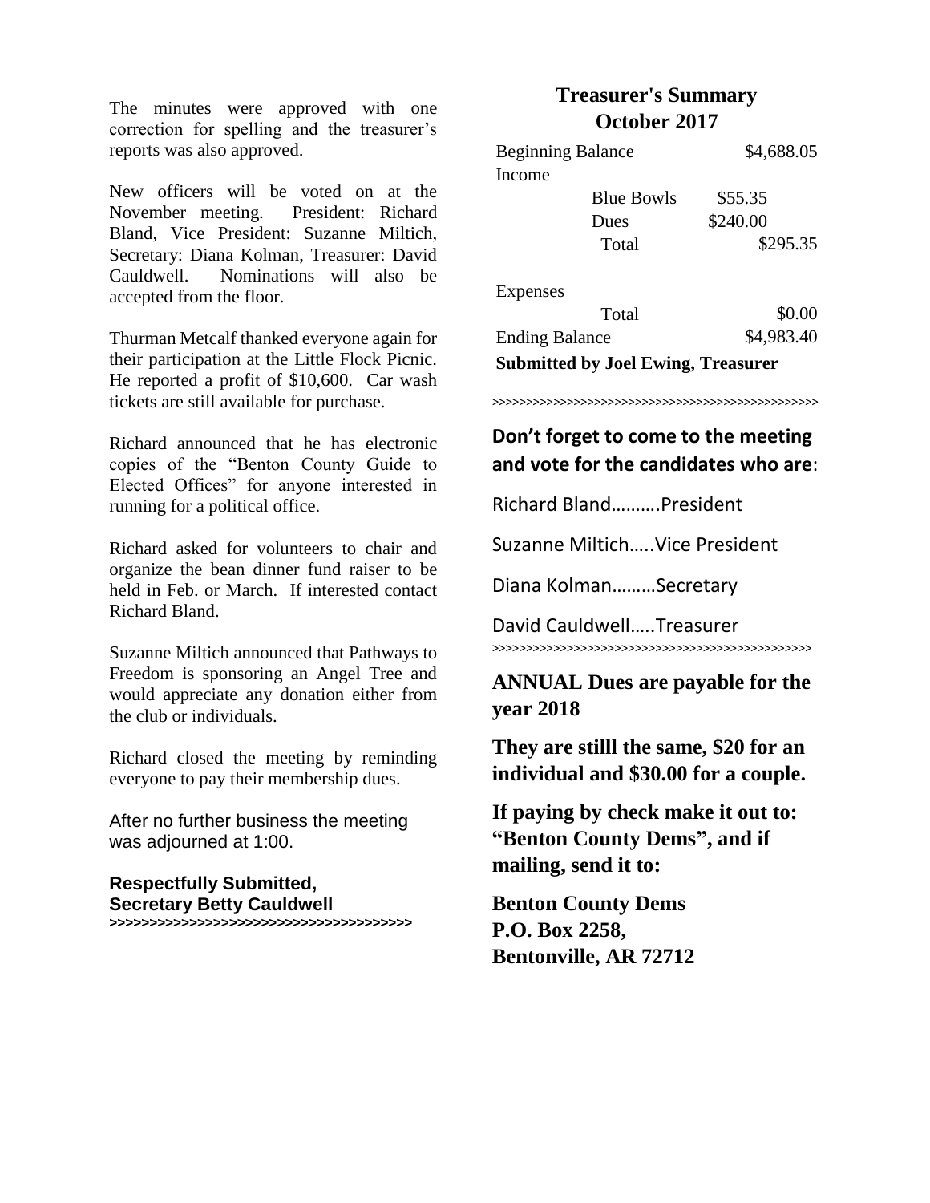The minutes were approved with one correction for spelling and the treasurer's reports was also approved.

New officers will be voted on at the November meeting. President: Richard Bland, Vice President: Suzanne Miltich, Secretary: Diana Kolman, Treasurer: David Cauldwell. Nominations will also be accepted from the floor.

Thurman Metcalf thanked everyone again for their participation at the Little Flock Picnic. He reported a profit of $10,600. Car wash tickets are still available for purchase.

Richard announced that he has electronic copies of the "Benton County Guide to Elected Offices" for anyone interested in running for a political office.

Richard asked for volunteers to chair and organize the bean dinner fund raiser to be held in Feb. or March. If interested contact Richard Bland.

Suzanne Miltich announced that Pathways to Freedom is sponsoring an Angel Tree and would appreciate any donation either from the club or individuals.

Richard closed the meeting by reminding everyone to pay their membership dues.

After no further business the meeting was adjourned at 1:00.

**Respectfully Submitted,**
**Secretary Betty Cauldwell**

>>>>>>>>>>>>>>>>>>>>>>>>>>>>>>>>>>>>>>

## Treasurer's Summary
## October 2017

| | | |
|---|---|---|
| Beginning Balance | | $4,688.05 |
| Income | | |
| | Blue Bowls | $55.35 |
| | Dues | $240.00 |
| | Total | $295.35 |
| Expenses | | |
| | Total | $0.00 |
| Ending Balance | | $4,983.40 |

**Submitted by Joel Ewing, Treasurer**

>>>>>>>>>>>>>>>>>>>>>>>>>>>>>>>>>>>>>>>>>>>>>>>>>

**Don't forget to come to the meeting and vote for the candidates who are**:

Richard Bland……….President

Suzanne Miltich…..Vice President

Diana Kolman………Secretary

David Cauldwell…..Treasurer

>>>>>>>>>>>>>>>>>>>>>>>>>>>>>>>>>>>>>>>>>>>>>>>>>

**ANNUAL Dues are payable for the year 2018**

**They are stilll the same, $20 for an individual and $30.00 for a couple.**

**If paying by check make it out to: "Benton County Dems", and if mailing, send it to:**

**Benton County Dems**
**P.O. Box 2258,**
**Bentonville, AR 72712**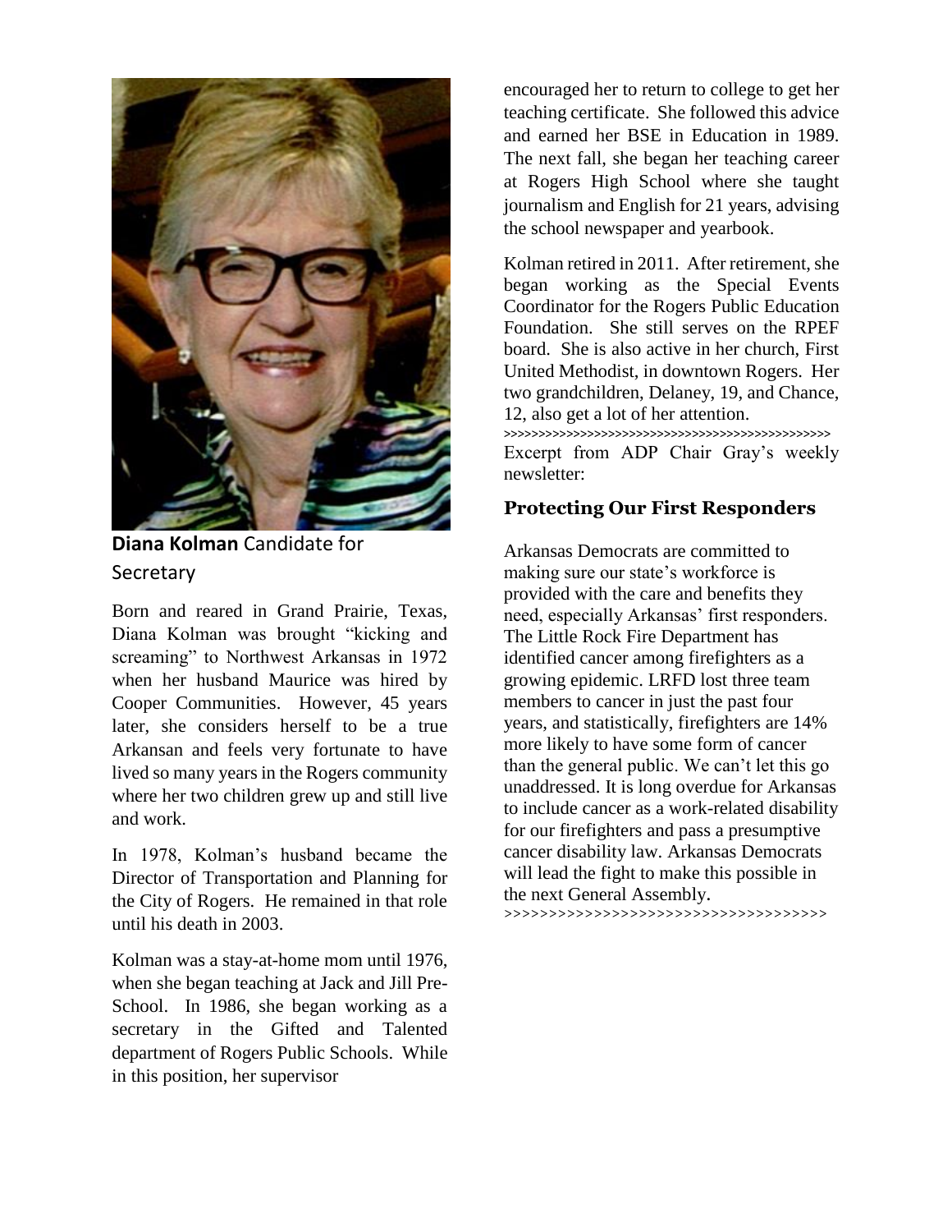**Diana Kolman** Candidate for Secretary

Born and reared in Grand Prairie, Texas, Diana Kolman was brought "kicking and screaming" to Northwest Arkansas in 1972 when her husband Maurice was hired by Cooper Communities. However, 45 years later, she considers herself to be a true Arkansan and feels very fortunate to have lived so many years in the Rogers community where her two children grew up and still live and work.

In 1978, Kolman's husband became the Director of Transportation and Planning for the City of Rogers. He remained in that role until his death in 2003.

Kolman was a stay-at-home mom until 1976, when she began teaching at Jack and Jill Pre-School. In 1986, she began working as a secretary in the Gifted and Talented department of Rogers Public Schools. While in this position, her supervisor encouraged her to return to college to get her teaching certificate. She followed this advice and earned her BSE in Education in 1989. The next fall, she began her teaching career at Rogers High School where she taught journalism and English for 21 years, advising the school newspaper and yearbook.

Kolman retired in 2011. After retirement, she began working as the Special Events Coordinator for the Rogers Public Education Foundation. She still serves on the RPEF board. She is also active in her church, First United Methodist, in downtown Rogers. Her two grandchildren, Delaney, 19, and Chance, 12, also get a lot of her attention.

>>>>>>>>>>>>>>>>>>>>>>>>>>>>>>>>>>>>>>>>>>>>>>>>>

Excerpt from ADP Chair Gray's weekly newsletter:

## Protecting Our First Responders

Arkansas Democrats are committed to making sure our state's workforce is provided with the care and benefits they need, especially Arkansas' first responders. The Little Rock Fire Department has identified cancer among firefighters as a growing epidemic. LRFD lost three team members to cancer in just the past four years, and statistically, firefighters are 14% more likely to have some form of cancer than the general public. We can't let this go unaddressed. It is long overdue for Arkansas to include cancer as a work-related disability for our firefighters and pass a presumptive cancer disability law. Arkansas Democrats will lead the fight to make this possible in the next General Assembly.

>>>>>>>>>>>>>>>>>>>>>>>>>>>>>>>>>>>>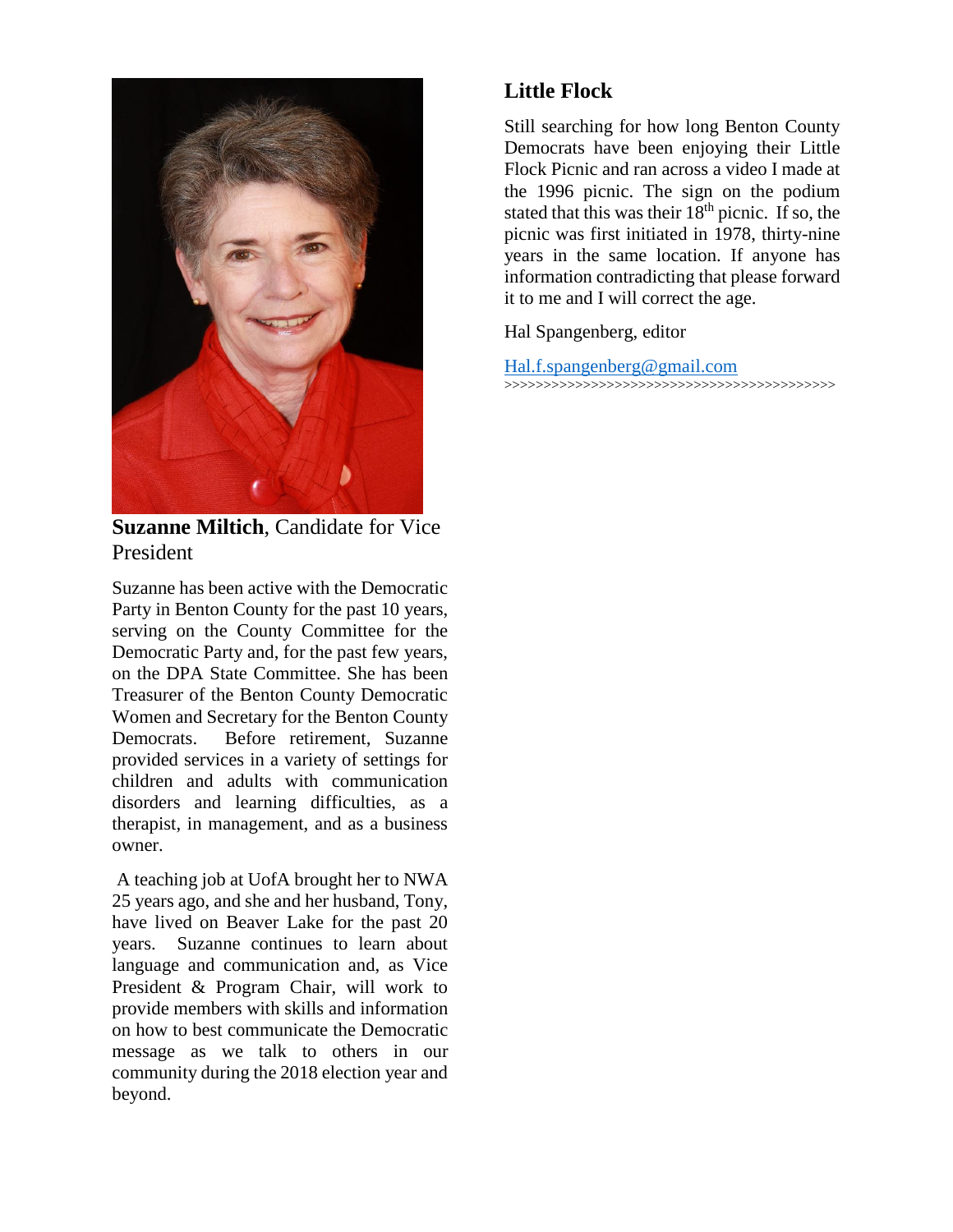**Suzanne Miltich**, Candidate for Vice President

Suzanne has been active with the Democratic Party in Benton County for the past 10 years, serving on the County Committee for the Democratic Party and, for the past few years, on the DPA State Committee. She has been Treasurer of the Benton County Democratic Women and Secretary for the Benton County Democrats. Before retirement, Suzanne provided services in a variety of settings for children and adults with communication disorders and learning difficulties, as a therapist, in management, and as a business owner.

A teaching job at UofA brought her to NWA 25 years ago, and she and her husband, Tony, have lived on Beaver Lake for the past 20 years. Suzanne continues to learn about language and communication and, as Vice President & Program Chair, will work to provide members with skills and information on how to best communicate the Democratic message as we talk to others in our community during the 2018 election year and beyond.

## Little Flock

Still searching for how long Benton County Democrats have been enjoying their Little Flock Picnic and ran across a video I made at the 1996 picnic. The sign on the podium stated that this was their 18th picnic. If so, the picnic was first initiated in 1978, thirty-nine years in the same location. If anyone has information contradicting that please forward it to me and I will correct the age.

Hal Spangenberg, editor

Hal.f.spangenberg@gmail.com

>>>>>>>>>>>>>>>>>>>>>>>>>>>>>>>>>>>>>>>>>>>>